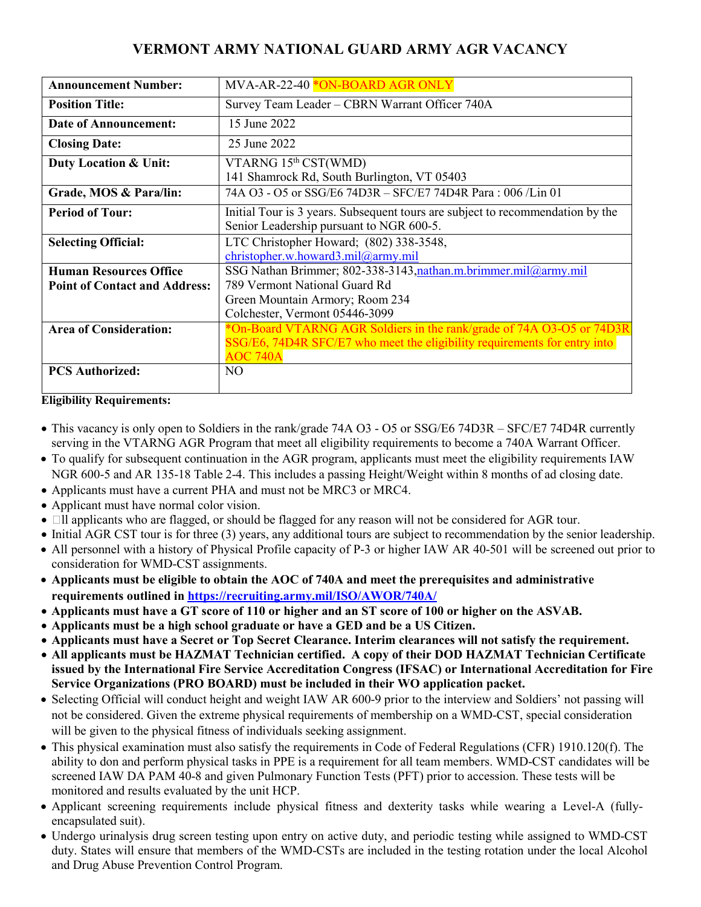# VERMONT ARMY NATIONAL GUARD ARMY AGR VACANCY

| | |
|---|---|
| **Announcement Number:** | MVA-AR-22-40 *ON-BOARD AGR ONLY |
| **Position Title:** | Survey Team Leader – CBRN Warrant Officer 740A |
| **Date of Announcement:** | 15 June 2022 |
| **Closing Date:** | 25 June 2022 |
| **Duty Location & Unit:** | VTARNG 15th CST(WMD)<br>141 Shamrock Rd, South Burlington, VT 05403 |
| **Grade, MOS & Para/lin:** | 74A O3 - O5 or SSG/E6 74D3R – SFC/E7 74D4R Para : 006 /Lin 01 |
| **Period of Tour:** | Initial Tour is 3 years. Subsequent tours are subject to recommendation by the Senior Leadership pursuant to NGR 600-5. |
| **Selecting Official:** | LTC Christopher Howard; (802) 338-3548, christopher.w.howard3.mil@army.mil |
| **Human Resources Office Point of Contact and Address:** | SSG Nathan Brimmer; 802-338-3143,nathan.m.brimmer.mil@army.mil<br>789 Vermont National Guard Rd<br>Green Mountain Armory; Room 234<br>Colchester, Vermont 05446-3099 |
| **Area of Consideration:** | *On-Board VTARNG AGR Soldiers in the rank/grade of 74A O3-O5 or 74D3R SSG/E6, 74D4R SFC/E7 who meet the eligibility requirements for entry into AOC 740A |
| **PCS Authorized:** | NO |

**Eligibility Requirements:**

- This vacancy is only open to Soldiers in the rank/grade 74A O3 - O5 or SSG/E6 74D3R – SFC/E7 74D4R currently serving in the VTARNG AGR Program that meet all eligibility requirements to become a 740A Warrant Officer.
- To qualify for subsequent continuation in the AGR program, applicants must meet the eligibility requirements IAW NGR 600-5 and AR 135-18 Table 2-4. This includes a passing Height/Weight within 8 months of ad closing date.
- Applicants must have a current PHA and must not be MRC3 or MRC4.
- Applicant must have normal color vision.
- ll applicants who are flagged, or should be flagged for any reason will not be considered for AGR tour.
- Initial AGR CST tour is for three (3) years, any additional tours are subject to recommendation by the senior leadership.
- All personnel with a history of Physical Profile capacity of P-3 or higher IAW AR 40-501 will be screened out prior to consideration for WMD-CST assignments.
- **Applicants must be eligible to obtain the AOC of 740A and meet the prerequisites and administrative requirements outlined in https://recruiting.army.mil/ISO/AWOR/740A/**
- **Applicants must have a GT score of 110 or higher and an ST score of 100 or higher on the ASVAB.**
- **Applicants must be a high school graduate or have a GED and be a US Citizen.**
- **Applicants must have a Secret or Top Secret Clearance. Interim clearances will not satisfy the requirement.**
- **All applicants must be HAZMAT Technician certified. A copy of their DOD HAZMAT Technician Certificate issued by the International Fire Service Accreditation Congress (IFSAC) or International Accreditation for Fire Service Organizations (PRO BOARD) must be included in their WO application packet.**
- Selecting Official will conduct height and weight IAW AR 600-9 prior to the interview and Soldiers' not passing will not be considered. Given the extreme physical requirements of membership on a WMD-CST, special consideration will be given to the physical fitness of individuals seeking assignment.
- This physical examination must also satisfy the requirements in Code of Federal Regulations (CFR) 1910.120(f). The ability to don and perform physical tasks in PPE is a requirement for all team members. WMD-CST candidates will be screened IAW DA PAM 40-8 and given Pulmonary Function Tests (PFT) prior to accession. These tests will be monitored and results evaluated by the unit HCP.
- Applicant screening requirements include physical fitness and dexterity tasks while wearing a Level-A (fully-encapsulated suit).
- Undergo urinalysis drug screen testing upon entry on active duty, and periodic testing while assigned to WMD-CST duty. States will ensure that members of the WMD-CSTs are included in the testing rotation under the local Alcohol and Drug Abuse Prevention Control Program.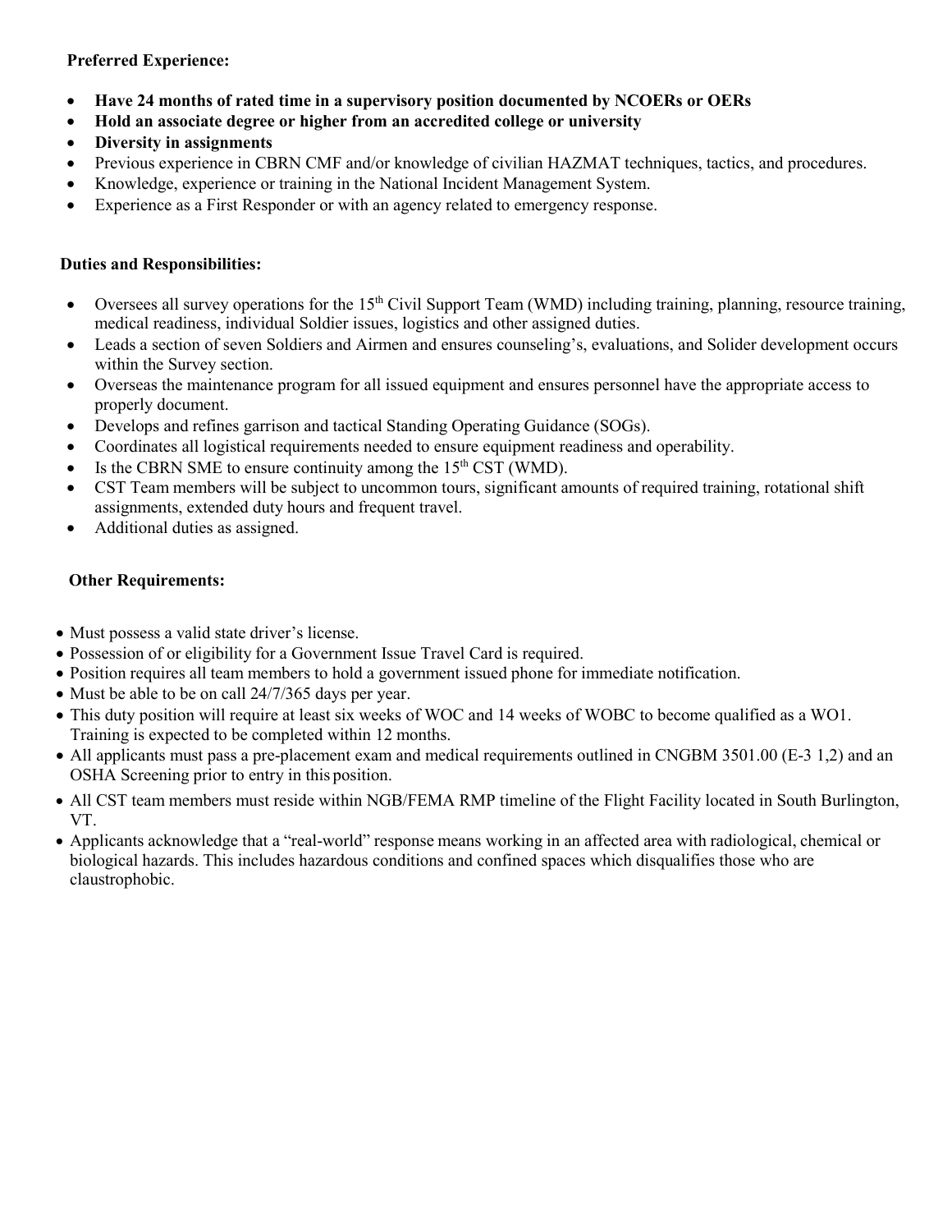**Preferred Experience:**

- **Have 24 months of rated time in a supervisory position documented by NCOERs or OERs**
- **Hold an associate degree or higher from an accredited college or university**
- **Diversity in assignments**
- Previous experience in CBRN CMF and/or knowledge of civilian HAZMAT techniques, tactics, and procedures.
- Knowledge, experience or training in the National Incident Management System.
- Experience as a First Responder or with an agency related to emergency response.

**Duties and Responsibilities:**

- Oversees all survey operations for the 15th Civil Support Team (WMD) including training, planning, resource training, medical readiness, individual Soldier issues, logistics and other assigned duties.
- Leads a section of seven Soldiers and Airmen and ensures counseling's, evaluations, and Solider development occurs within the Survey section.
- Overseas the maintenance program for all issued equipment and ensures personnel have the appropriate access to properly document.
- Develops and refines garrison and tactical Standing Operating Guidance (SOGs).
- Coordinates all logistical requirements needed to ensure equipment readiness and operability.
- Is the CBRN SME to ensure continuity among the 15th CST (WMD).
- CST Team members will be subject to uncommon tours, significant amounts of required training, rotational shift assignments, extended duty hours and frequent travel.
- Additional duties as assigned.

**Other Requirements:**

- Must possess a valid state driver's license.
- Possession of or eligibility for a Government Issue Travel Card is required.
- Position requires all team members to hold a government issued phone for immediate notification.
- Must be able to be on call 24/7/365 days per year.
- This duty position will require at least six weeks of WOC and 14 weeks of WOBC to become qualified as a WO1. Training is expected to be completed within 12 months.
- All applicants must pass a pre-placement exam and medical requirements outlined in CNGBM 3501.00 (E-3 1,2) and an OSHA Screening prior to entry in this position.
- All CST team members must reside within NGB/FEMA RMP timeline of the Flight Facility located in South Burlington, VT.
- Applicants acknowledge that a "real-world" response means working in an affected area with radiological, chemical or biological hazards. This includes hazardous conditions and confined spaces which disqualifies those who are claustrophobic.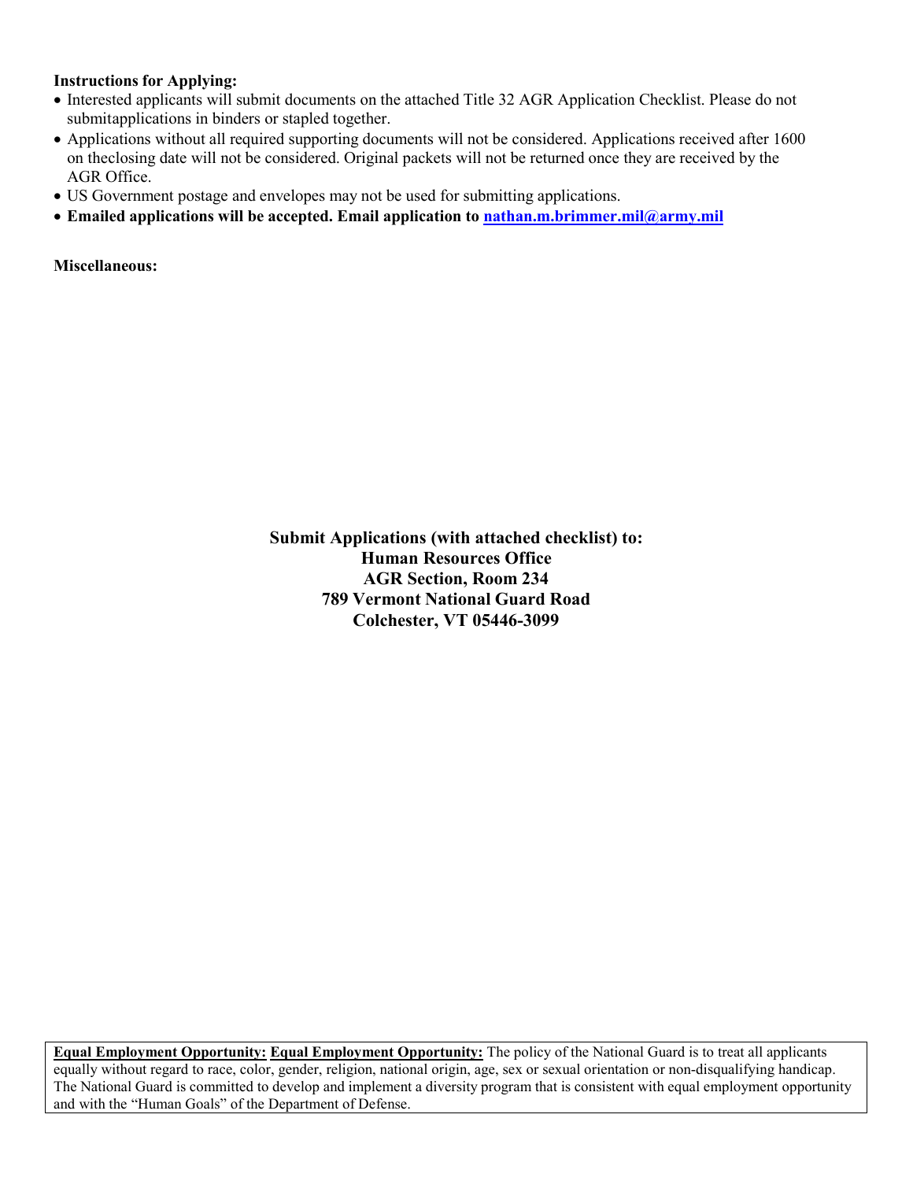**Instructions for Applying:**

- Interested applicants will submit documents on the attached Title 32 AGR Application Checklist. Please do not submitapplications in binders or stapled together.
- Applications without all required supporting documents will not be considered. Applications received after 1600 on theclosing date will not be considered. Original packets will not be returned once they are received by the AGR Office.
- US Government postage and envelopes may not be used for submitting applications.
- **Emailed applications will be accepted. Email application to [nathan.m.brimmer.mil@army.mil](mailto:nathan.m.brimmer.mil@army.mil)**

**Miscellaneous:**

**Submit Applications (with attached checklist) to:**
**Human Resources Office**
**AGR Section, Room 234**
**789 Vermont National Guard Road**
**Colchester, VT 05446-3099**

**Equal Employment Opportunity: Equal Employment Opportunity:** The policy of the National Guard is to treat all applicants equally without regard to race, color, gender, religion, national origin, age, sex or sexual orientation or non-disqualifying handicap. The National Guard is committed to develop and implement a diversity program that is consistent with equal employment opportunity and with the "Human Goals" of the Department of Defense.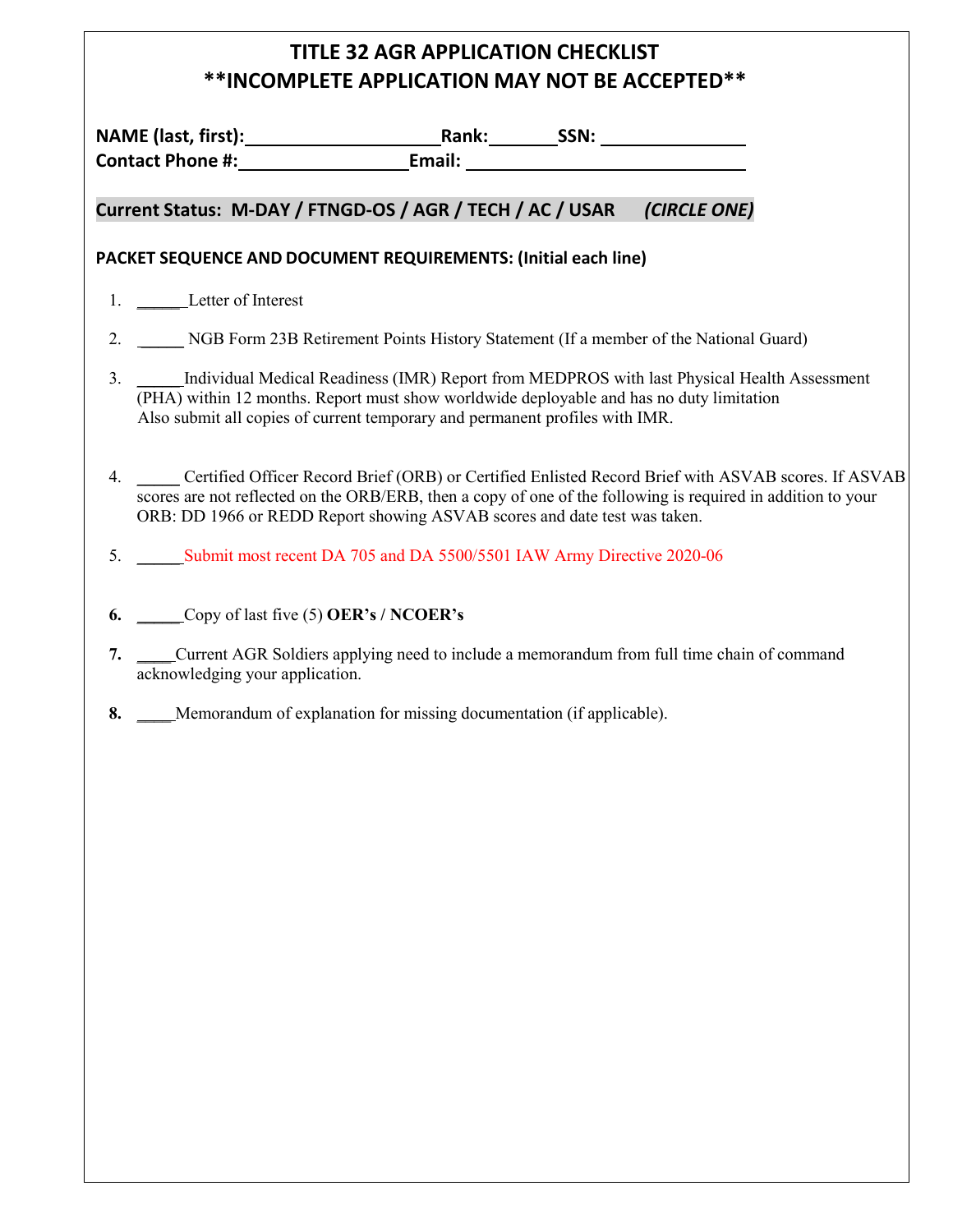# TITLE 32 AGR APPLICATION CHECKLIST

## **INCOMPLETE APPLICATION MAY NOT BE ACCEPTED**

**NAME (last, first):**\_\_\_\_\_\_\_\_\_\_\_\_\_\_\_\_\_\_\_\_ **Rank:**\_\_\_\_\_\_\_ **SSN:** \_\_\_\_\_\_\_\_\_\_\_\_\_\_\_

**Contact Phone #:**\_\_\_\_\_\_\_\_\_\_\_\_\_\_\_\_\_\_ **Email:** \_\_\_\_\_\_\_\_\_\_\_\_\_\_\_\_\_\_\_\_\_\_\_\_\_\_\_\_\_\_

**Current Status: M-DAY / FTNGD-OS / AGR / TECH / AC / USAR** ***(CIRCLE ONE)***

**PACKET SEQUENCE AND DOCUMENT REQUIREMENTS: (Initial each line)**

1. \_\_\_\_\_Letter of Interest
2. \_\_\_\_\_ NGB Form 23B Retirement Points History Statement (If a member of the National Guard)
3. \_\_\_\_\_Individual Medical Readiness (IMR) Report from MEDPROS with last Physical Health Assessment (PHA) within 12 months. Report must show worldwide deployable and has no duty limitation Also submit all copies of current temporary and permanent profiles with IMR.
4. \_\_\_\_\_ Certified Officer Record Brief (ORB) or Certified Enlisted Record Brief with ASVAB scores. If ASVAB scores are not reflected on the ORB/ERB, then a copy of one of the following is required in addition to your ORB: DD 1966 or REDD Report showing ASVAB scores and date test was taken.
5. \_\_\_\_\_Submit most recent DA 705 and DA 5500/5501 IAW Army Directive 2020-06
6. \_\_\_\_\_Copy of last five (5) **OER's / NCOER's**
7. \_\_\_\_Current AGR Soldiers applying need to include a memorandum from full time chain of command acknowledging your application.
8. \_\_\_\_Memorandum of explanation for missing documentation (if applicable).